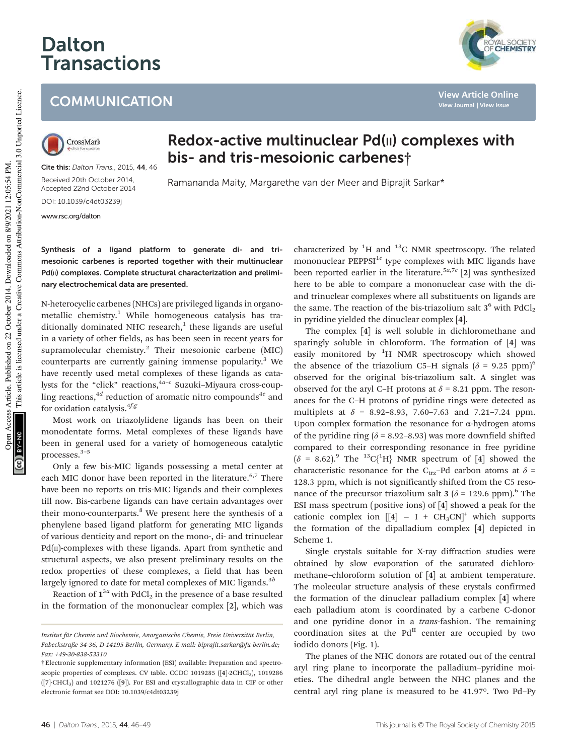# Redox-active multinuclear Pd(II) complexes with bis- and tris-mesoionic carbenes†

Ramananda Maity, Margarethe van der Meer and Biprajit Sarkar*

Cite this: *Dalton Trans.*, 2015, **44**, 46

Received 20th October 2014, Accepted 22nd October 2014

DOI: 10.1039/c4dt03239j

www.rsc.org/dalton

**Synthesis of a ligand platform to generate di- and tri-mesoionic carbenes is reported together with their multinuclear Pd(II) complexes. Complete structural characterization and preliminary electrochemical data are presented.**

N-heterocyclic carbenes (NHCs) are privileged ligands in organometallic chemistry.[1] While homogeneous catalysis has traditionally dominated NHC research,[1] these ligands are useful in a variety of other fields, as has been seen in recent years for supramolecular chemistry.[2] Their mesoionic carbene (MIC) counterparts are currently gaining immense popularity.[3] We have recently used metal complexes of these ligands as catalysts for the "click" reactions,[4a–c] Suzuki–Miyaura cross-coupling reactions,[4d] reduction of aromatic nitro compounds[4e] and for oxidation catalysis.[4f,g]

Most work on triazolylidene ligands has been on their monodentate forms. Metal complexes of these ligands have been in general used for a variety of homogeneous catalytic processes.[3–5]

Only a few bis-MIC ligands possessing a metal center at each MIC donor have been reported in the literature.[6,7] There have been no reports on tris-MIC ligands and their complexes till now. Bis-carbene ligands can have certain advantages over their mono-counterparts.[8] We present here the synthesis of a phenylene based ligand platform for generating MIC ligands of various denticity and report on the mono-, di- and trinuclear Pd(II)-complexes with these ligands. Apart from synthetic and structural aspects, we also present preliminary results on the redox properties of these complexes, a field that has been largely ignored to date for metal complexes of MIC ligands.[3b]

Reaction of **1**[3a] with $PdCl_2$ in the presence of a base resulted in the formation of the mononuclear complex [**2**], which was characterized by $^1H$ and $^{13}C$ NMR spectroscopy. The related mononuclear PEPPSI[1e] type complexes with MIC ligands have been reported earlier in the literature.[5a,7c] [**2**] was synthesized here to be able to compare a mononuclear case with the di- and trinuclear complexes where all substituents on ligands are the same. The reaction of the bis-triazolium salt **3**[6] with $PdCl_2$ in pyridine yielded the dinuclear complex [**4**].

The complex [**4**] is well soluble in dichloromethane and sparingly soluble in chloroform. The formation of [**4**] was easily monitored by $^1H$ NMR spectroscopy which showed the absence of the triazolium C5–H signals ($\delta$ = 9.25 ppm)[6] observed for the original bis-triazolium salt. A singlet was observed for the aryl C–H protons at $\delta$ = 8.21 ppm. The resonances for the C–H protons of pyridine rings were detected as multiplets at $\delta$ = 8.92–8.93, 7.60–7.63 and 7.21–7.24 ppm. Upon complex formation the resonance for α-hydrogen atoms of the pyridine ring ($\delta$ = 8.92–8.93) was more downfield shifted compared to their corresponding resonance in free pyridine ($\delta$ = 8.62).[9] The $^{13}C\{^1H\}$ NMR spectrum of [**4**] showed the characteristic resonance for the $C_{trz}$–Pd carbon atoms at $\delta$ = 128.3 ppm, which is not significantly shifted from the C5 resonance of the precursor triazolium salt **3** ($\delta$ = 129.6 ppm).[6] The ESI mass spectrum (positive ions) of [**4**] showed a peak for the cationic complex ion $[[\mathbf{4}] - I + CH_3CN]^+$ which supports the formation of the dipalladium complex [**4**] depicted in Scheme 1.

Single crystals suitable for X-ray diffraction studies were obtained by slow evaporation of the saturated dichloromethane–chloroform solution of [**4**] at ambient temperature. The molecular structure analysis of these crystals confirmed the formation of the dinuclear palladium complex [**4**] where each palladium atom is coordinated by a carbene C-donor and one pyridine donor in a *trans*-fashion. The remaining coordination sites at the $Pd^{II}$ center are occupied by two iodido donors (Fig. 1).

The planes of the NHC donors are rotated out of the central aryl ring plane to incorporate the palladium–pyridine moieties. The dihedral angle between the NHC planes and the central aryl ring plane is measured to be 41.97°. Two Pd–Py

---

*Institut für Chemie und Biochemie, Anorganische Chemie, Freie Universität Berlin, Fabeckstraße 34-36, D-14195 Berlin, Germany. E-mail: biprajit.sarkar@fu-berlin.de; Fax: +49-30-838-53310*

†Electronic supplementary information (ESI) available: Preparation and spectroscopic properties of complexes. CV table. CCDC 1019285 ([**4**]·2CHCl$_3$), 1019286 ([**7**]·CHCl$_3$) and 1021276 ([**9**]). For ESI and crystallographic data in CIF or other electronic format see DOI: 10.1039/c4dt03239j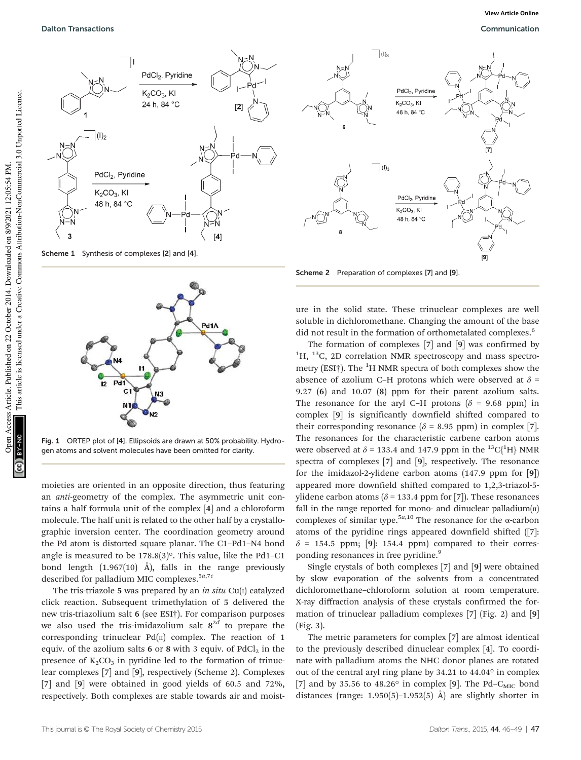Scheme 1 Synthesis of complexes [2] and [4].

Fig. 1 ORTEP plot of [4]. Ellipsoids are drawn at 50% probability. Hydrogen atoms and solvent molecules have been omitted for clarity.

moieties are oriented in an opposite direction, thus featuring an *anti*-geometry of the complex. The asymmetric unit contains a half formula unit of the complex [4] and a chloroform molecule. The half unit is related to the other half by a crystallographic inversion center. The coordination geometry around the Pd atom is distorted square planar. The C1–Pd1–N4 bond angle is measured to be 178.8(3)°. This value, like the Pd1–C1 bond length (1.967(10) Å), falls in the range previously described for palladium MIC complexes.[5a,7c]

The tris-triazole 5 was prepared by an *in situ* Cu(I) catalyzed click reaction. Subsequent trimethylation of 5 delivered the new tris-triazolium salt 6 (see ESI†). For comparison purposes we also used the tris-imidazolium salt 8[2d] to prepare the corresponding trinuclear Pd(II) complex. The reaction of 1 equiv. of the azolium salts 6 or 8 with 3 equiv. of $PdCl_2$ in the presence of $K_2CO_3$ in pyridine led to the formation of trinuclear complexes [7] and [9], respectively (Scheme 2). Complexes [7] and [9] were obtained in good yields of 60.5 and 72%, respectively. Both complexes are stable towards air and moisture in the solid state. These trinuclear complexes are well soluble in dichloromethane. Changing the amount of the base did not result in the formation of orthometalated complexes.[6]

Scheme 2 Preparation of complexes [7] and [9].

The formation of complexes [7] and [9] was confirmed by $^{1}H$, $^{13}C$, 2D correlation NMR spectroscopy and mass spectrometry (ESI†). The $^{1}H$ NMR spectra of both complexes show the absence of azolium C–H protons which were observed at $\delta$ = 9.27 (6) and 10.07 (8) ppm for their parent azolium salts. The resonance for the aryl C–H protons ($\delta$ = 9.68 ppm) in complex [9] is significantly downfield shifted compared to their corresponding resonance ($\delta$ = 8.95 ppm) in complex [7]. The resonances for the characteristic carbene carbon atoms were observed at $\delta$ = 133.4 and 147.9 ppm in the $^{13}C\{^{1}H\}$ NMR spectra of complexes [7] and [9], respectively. The resonance for the imidazol-2-ylidene carbon atoms (147.9 ppm for [9]) appeared more downfield shifted compared to 1,2,3-triazol-5-ylidene carbon atoms ($\delta$ = 133.4 ppm for [7]). These resonances fall in the range reported for mono- and dinuclear palladium(II) complexes of similar type.[5a,10] The resonance for the α-carbon atoms of the pyridine rings appeared downfield shifted ([7]: $\delta$ = 154.5 ppm; [9]: 154.4 ppm) compared to their corresponding resonances in free pyridine.[9]

Single crystals of both complexes [7] and [9] were obtained by slow evaporation of the solvents from a concentrated dichloromethane–chloroform solution at room temperature. X-ray diffraction analysis of these crystals confirmed the formation of trinuclear palladium complexes [7] (Fig. 2) and [9] (Fig. 3).

The metric parameters for complex [7] are almost identical to the previously described dinuclear complex [4]. To coordinate with palladium atoms the NHC donor planes are rotated out of the central aryl ring plane by 34.21 to 44.04° in complex [7] and by 35.56 to 48.26° in complex [9]. The Pd–$C_{MIC}$ bond distances (range: 1.950(5)–1.952(5) Å) are slightly shorter in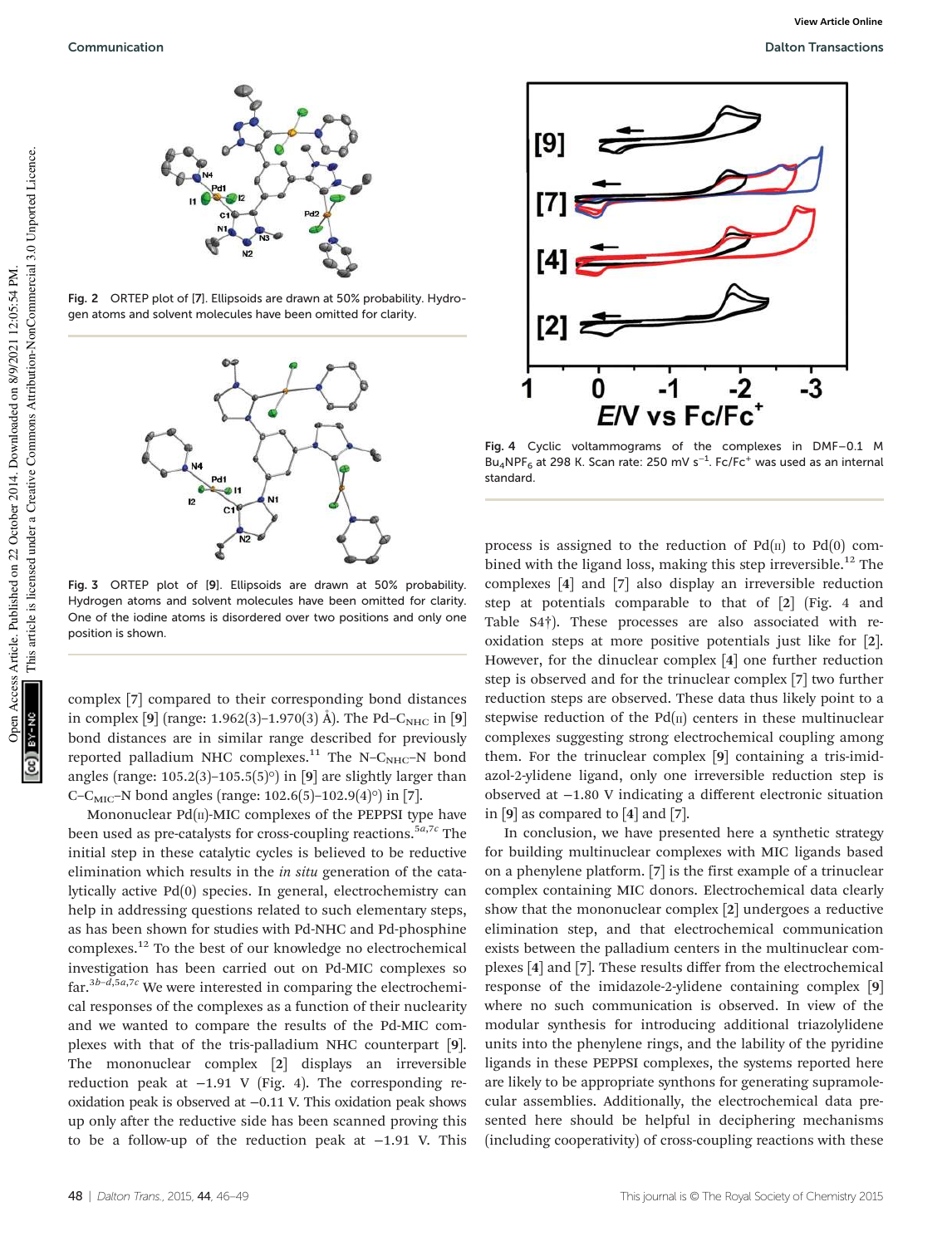Fig. 2 ORTEP plot of [7]. Ellipsoids are drawn at 50% probability. Hydrogen atoms and solvent molecules have been omitted for clarity.

Fig. 3 ORTEP plot of [9]. Ellipsoids are drawn at 50% probability. Hydrogen atoms and solvent molecules have been omitted for clarity. One of the iodine atoms is disordered over two positions and only one position is shown.

complex [7] compared to their corresponding bond distances in complex [9] (range: 1.962(3)–1.970(3) Å). The Pd–$C_{NHC}$ in [9] bond distances are in similar range described for previously reported palladium NHC complexes.[11] The N–$C_{NHC}$–N bond angles (range: 105.2(3)–105.5(5)°) in [9] are slightly larger than C–$C_{MIC}$–N bond angles (range: 102.6(5)–102.9(4)°) in [7].

Mononuclear Pd(II)-MIC complexes of the PEPPSI type have been used as pre-catalysts for cross-coupling reactions.[5a,7c] The initial step in these catalytic cycles is believed to be reductive elimination which results in the *in situ* generation of the catalytically active Pd(0) species. In general, electrochemistry can help in addressing questions related to such elementary steps, as has been shown for studies with Pd-NHC and Pd-phosphine complexes.[12] To the best of our knowledge no electrochemical investigation has been carried out on Pd-MIC complexes so far.[3b–d,5a,7c] We were interested in comparing the electrochemical responses of the complexes as a function of their nuclearity and we wanted to compare the results of the Pd-MIC complexes with that of the tris-palladium NHC counterpart [9]. The mononuclear complex [2] displays an irreversible reduction peak at −1.91 V (Fig. 4). The corresponding re-oxidation peak is observed at −0.11 V. This oxidation peak shows up only after the reductive side has been scanned proving this to be a follow-up of the reduction peak at −1.91 V. This process is assigned to the reduction of Pd(II) to Pd(0) combined with the ligand loss, making this step irreversible.[12] The complexes [4] and [7] also display an irreversible reduction step at potentials comparable to that of [2] (Fig. 4 and Table S4†). These processes are also associated with re-oxidation steps at more positive potentials just like for [2]. However, for the dinuclear complex [4] one further reduction step is observed and for the trinuclear complex [7] two further reduction steps are observed. These data thus likely point to a stepwise reduction of the Pd(II) centers in these multinuclear complexes suggesting strong electrochemical coupling among them. For the trinuclear complex [9] containing a tris-imidazol-2-ylidene ligand, only one irreversible reduction step is observed at −1.80 V indicating a different electronic situation in [9] as compared to [4] and [7].

Fig. 4 Cyclic voltammograms of the complexes in DMF–0.1 M $Bu_4NPF_6$ at 298 K. Scan rate: 250 mV $s^{-1}$. $Fc/Fc^+$ was used as an internal standard.

In conclusion, we have presented here a synthetic strategy for building multinuclear complexes with MIC ligands based on a phenylene platform. [7] is the first example of a trinuclear complex containing MIC donors. Electrochemical data clearly show that the mononuclear complex [2] undergoes a reductive elimination step, and that electrochemical communication exists between the palladium centers in the multinuclear complexes [4] and [7]. These results differ from the electrochemical response of the imidazole-2-ylidene containing complex [9] where no such communication is observed. In view of the modular synthesis for introducing additional triazolylidene units into the phenylene rings, and the lability of the pyridine ligands in these PEPPSI complexes, the systems reported here are likely to be appropriate synthons for generating supramolecular assemblies. Additionally, the electrochemical data presented here should be helpful in deciphering mechanisms (including cooperativity) of cross-coupling reactions with these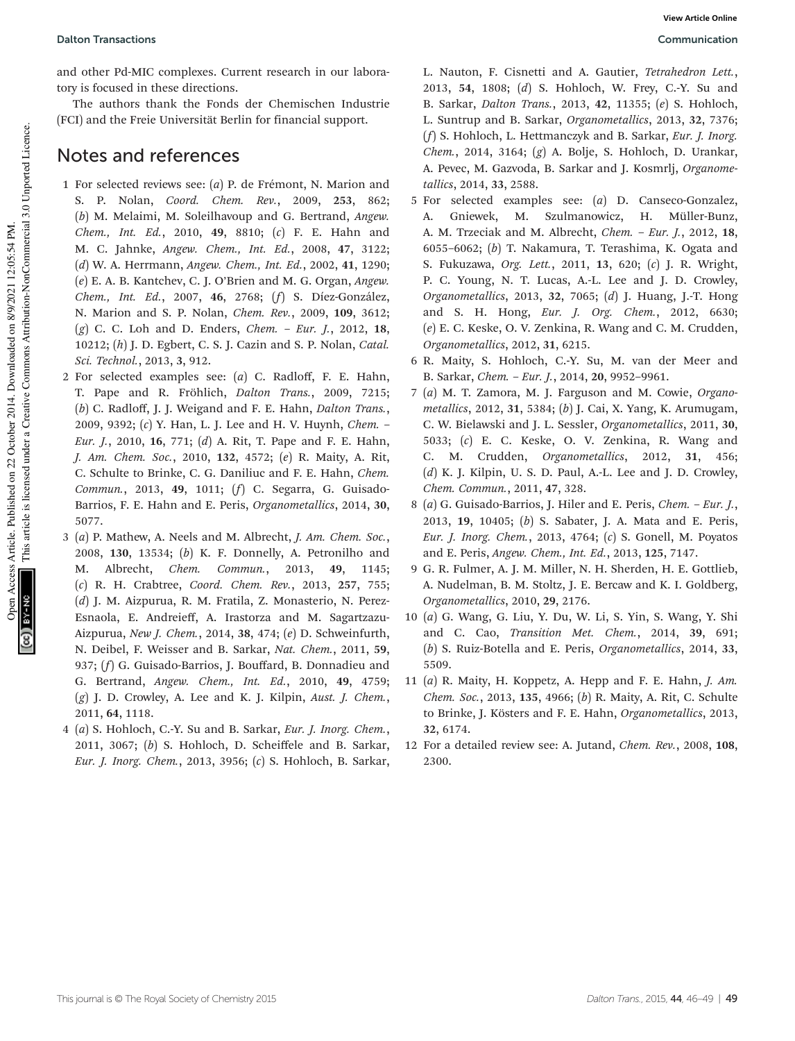and other Pd-MIC complexes. Current research in our laboratory is focused in these directions.

The authors thank the Fonds der Chemischen Industrie (FCI) and the Freie Universität Berlin for financial support.

## Notes and references

1. For selected reviews see: (*a*) P. de Frémont, N. Marion and S. P. Nolan, *Coord. Chem. Rev.*, 2009, **253**, 862; (*b*) M. Melaimi, M. Soleilhavoup and G. Bertrand, *Angew. Chem., Int. Ed.*, 2010, **49**, 8810; (*c*) F. E. Hahn and M. C. Jahnke, *Angew. Chem., Int. Ed.*, 2008, **47**, 3122; (*d*) W. A. Herrmann, *Angew. Chem., Int. Ed.*, 2002, **41**, 1290; (*e*) E. A. B. Kantchev, C. J. O'Brien and M. G. Organ, *Angew. Chem., Int. Ed.*, 2007, **46**, 2768; (*f*) S. Díez-González, N. Marion and S. P. Nolan, *Chem. Rev.*, 2009, **109**, 3612; (*g*) C. C. Loh and D. Enders, *Chem. – Eur. J.*, 2012, **18**, 10212; (*h*) J. D. Egbert, C. S. J. Cazin and S. P. Nolan, *Catal. Sci. Technol.*, 2013, **3**, 912.
2. For selected examples see: (*a*) C. Radloff, F. E. Hahn, T. Pape and R. Fröhlich, *Dalton Trans.*, 2009, 7215; (*b*) C. Radloff, J. J. Weigand and F. E. Hahn, *Dalton Trans.*, 2009, 9392; (*c*) Y. Han, L. J. Lee and H. V. Huynh, *Chem. – Eur. J.*, 2010, **16**, 771; (*d*) A. Rit, T. Pape and F. E. Hahn, *J. Am. Chem. Soc.*, 2010, **132**, 4572; (*e*) R. Maity, A. Rit, C. Schulte to Brinke, C. G. Daniliuc and F. E. Hahn, *Chem. Commun.*, 2013, **49**, 1011; (*f*) C. Segarra, G. Guisado-Barrios, F. E. Hahn and E. Peris, *Organometallics*, 2014, **30**, 5077.
3. (*a*) P. Mathew, A. Neels and M. Albrecht, *J. Am. Chem. Soc.*, 2008, **130**, 13534; (*b*) K. F. Donnelly, A. Petronilho and M. Albrecht, *Chem. Commun.*, 2013, **49**, 1145; (*c*) R. H. Crabtree, *Coord. Chem. Rev.*, 2013, **257**, 755; (*d*) J. M. Aizpurua, R. M. Fratila, Z. Monasterio, N. Perez-Esnaola, E. Andreieff, A. Irastorza and M. Sagartzazu-Aizpurua, *New J. Chem.*, 2014, **38**, 474; (*e*) D. Schweinfurth, N. Deibel, F. Weisser and B. Sarkar, *Nat. Chem.*, 2011, **59**, 937; (*f*) G. Guisado-Barrios, J. Bouffard, B. Donnadieu and G. Bertrand, *Angew. Chem., Int. Ed.*, 2010, **49**, 4759; (*g*) J. D. Crowley, A. Lee and K. J. Kilpin, *Aust. J. Chem.*, 2011, **64**, 1118.
4. (*a*) S. Hohloch, C.-Y. Su and B. Sarkar, *Eur. J. Inorg. Chem.*, 2011, 3067; (*b*) S. Hohloch, D. Scheiffele and B. Sarkar, *Eur. J. Inorg. Chem.*, 2013, 3956; (*c*) S. Hohloch, B. Sarkar, L. Nauton, F. Cisnetti and A. Gautier, *Tetrahedron Lett.*, 2013, **54**, 1808; (*d*) S. Hohloch, W. Frey, C.-Y. Su and B. Sarkar, *Dalton Trans.*, 2013, **42**, 11355; (*e*) S. Hohloch, L. Suntrup and B. Sarkar, *Organometallics*, 2013, **32**, 7376; (*f*) S. Hohloch, L. Hettmanczyk and B. Sarkar, *Eur. J. Inorg. Chem.*, 2014, 3164; (*g*) A. Bolje, S. Hohloch, D. Urankar, A. Pevec, M. Gazvoda, B. Sarkar and J. Kosmrlj, *Organometallics*, 2014, **33**, 2588.
5. For selected examples see: (*a*) D. Canseco-Gonzalez, A. Gniewek, M. Szulmanowicz, H. Müller-Bunz, A. M. Trzeciak and M. Albrecht, *Chem. – Eur. J.*, 2012, **18**, 6055–6062; (*b*) T. Nakamura, T. Terashima, K. Ogata and S. Fukuzawa, *Org. Lett.*, 2011, **13**, 620; (*c*) J. R. Wright, P. C. Young, N. T. Lucas, A.-L. Lee and J. D. Crowley, *Organometallics*, 2013, **32**, 7065; (*d*) J. Huang, J.-T. Hong and S. H. Hong, *Eur. J. Org. Chem.*, 2012, 6630; (*e*) E. C. Keske, O. V. Zenkina, R. Wang and C. M. Crudden, *Organometallics*, 2012, **31**, 6215.
6. R. Maity, S. Hohloch, C.-Y. Su, M. van der Meer and B. Sarkar, *Chem. – Eur. J.*, 2014, **20**, 9952–9961.
7. (*a*) M. T. Zamora, M. J. Ferguson and M. Cowie, *Organometallics*, 2012, **31**, 5384; (*b*) J. Cai, X. Yang, K. Arumugam, C. W. Bielawski and J. L. Sessler, *Organometallics*, 2011, **30**, 5033; (*c*) E. C. Keske, O. V. Zenkina, R. Wang and C. M. Crudden, *Organometallics*, 2012, **31**, 456; (*d*) K. J. Kilpin, U. S. D. Paul, A.-L. Lee and J. D. Crowley, *Chem. Commun.*, 2011, **47**, 328.
8. (*a*) G. Guisado-Barrios, J. Hiler and E. Peris, *Chem. – Eur. J.*, 2013, **19**, 10405; (*b*) S. Sabater, J. A. Mata and E. Peris, *Eur. J. Inorg. Chem.*, 2013, 4764; (*c*) S. Gonell, M. Poyatos and E. Peris, *Angew. Chem., Int. Ed.*, 2013, **125**, 7147.
9. G. R. Fulmer, A. J. M. Miller, N. H. Sherden, H. E. Gottlieb, A. Nudelman, B. M. Stoltz, J. E. Bercaw and K. I. Goldberg, *Organometallics*, 2010, **29**, 2176.
10. (*a*) G. Wang, G. Liu, Y. Du, W. Li, S. Yin, S. Wang, Y. Shi and C. Cao, *Transition Met. Chem.*, 2014, **39**, 691; (*b*) S. Ruiz-Botella and E. Peris, *Organometallics*, 2014, **33**, 5509.
11. (*a*) R. Maity, H. Koppetz, A. Hepp and F. E. Hahn, *J. Am. Chem. Soc.*, 2013, **135**, 4966; (*b*) R. Maity, A. Rit, C. Schulte to Brinke, J. Kösters and F. E. Hahn, *Organometallics*, 2013, **32**, 6174.
12. For a detailed review see: A. Jutand, *Chem. Rev.*, 2008, **108**, 2300.